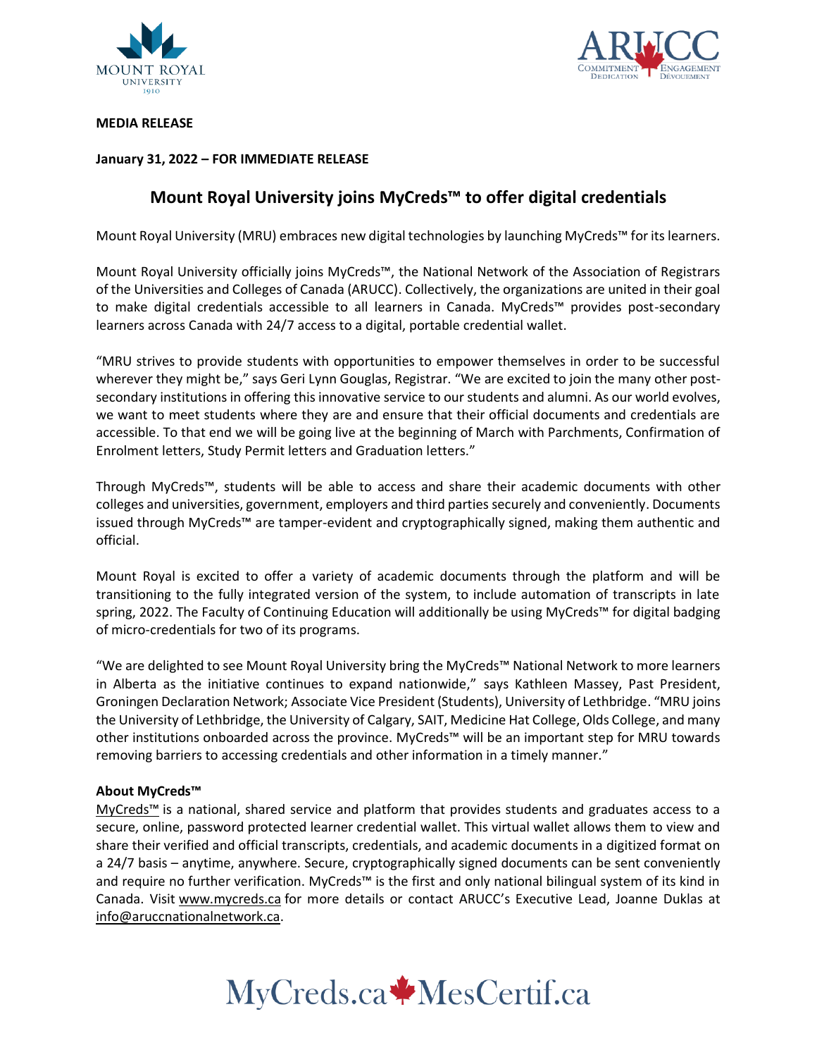**MEDIA RELEASE**

**January 31, 2022 – FOR IMMEDIATE RELEASE**

# Mount Royal University joins MyCreds™ to offer digital credentials

Mount Royal University (MRU) embraces new digital technologies by launching MyCreds™ for its learners.

Mount Royal University officially joins MyCreds™, the National Network of the Association of Registrars of the Universities and Colleges of Canada (ARUCC). Collectively, the organizations are united in their goal to make digital credentials accessible to all learners in Canada. MyCreds™ provides post-secondary learners across Canada with 24/7 access to a digital, portable credential wallet.

"MRU strives to provide students with opportunities to empower themselves in order to be successful wherever they might be," says Geri Lynn Gouglas, Registrar. "We are excited to join the many other post-secondary institutions in offering this innovative service to our students and alumni. As our world evolves, we want to meet students where they are and ensure that their official documents and credentials are accessible. To that end we will be going live at the beginning of March with Parchments, Confirmation of Enrolment letters, Study Permit letters and Graduation letters."

Through MyCreds™, students will be able to access and share their academic documents with other colleges and universities, government, employers and third parties securely and conveniently. Documents issued through MyCreds™ are tamper-evident and cryptographically signed, making them authentic and official.

Mount Royal is excited to offer a variety of academic documents through the platform and will be transitioning to the fully integrated version of the system, to include automation of transcripts in late spring, 2022. The Faculty of Continuing Education will additionally be using MyCreds™ for digital badging of micro-credentials for two of its programs.

"We are delighted to see Mount Royal University bring the MyCreds™ National Network to more learners in Alberta as the initiative continues to expand nationwide," says Kathleen Massey, Past President, Groningen Declaration Network; Associate Vice President (Students), University of Lethbridge. "MRU joins the University of Lethbridge, the University of Calgary, SAIT, Medicine Hat College, Olds College, and many other institutions onboarded across the province. MyCreds™ will be an important step for MRU towards removing barriers to accessing credentials and other information in a timely manner."

**About MyCreds™**

MyCreds™ is a national, shared service and platform that provides students and graduates access to a secure, online, password protected learner credential wallet. This virtual wallet allows them to view and share their verified and official transcripts, credentials, and academic documents in a digitized format on a 24/7 basis – anytime, anywhere. Secure, cryptographically signed documents can be sent conveniently and require no further verification. MyCreds™ is the first and only national bilingual system of its kind in Canada. Visit www.mycreds.ca for more details or contact ARUCC's Executive Lead, Joanne Duklas at info@aruccnationalnetwork.ca.

MyCreds.ca MesCertif.ca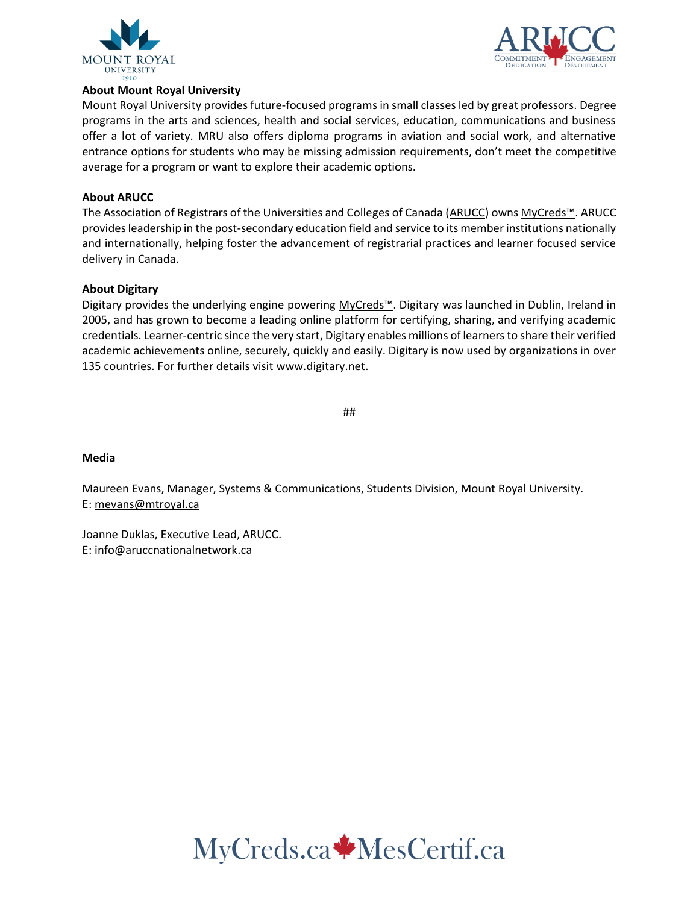**About Mount Royal University**

Mount Royal University provides future-focused programs in small classes led by great professors. Degree programs in the arts and sciences, health and social services, education, communications and business offer a lot of variety. MRU also offers diploma programs in aviation and social work, and alternative entrance options for students who may be missing admission requirements, don't meet the competitive average for a program or want to explore their academic options.

**About ARUCC**

The Association of Registrars of the Universities and Colleges of Canada (ARUCC) owns MyCreds™. ARUCC provides leadership in the post-secondary education field and service to its member institutions nationally and internationally, helping foster the advancement of registrarial practices and learner focused service delivery in Canada.

**About Digitary**

Digitary provides the underlying engine powering MyCreds™. Digitary was launched in Dublin, Ireland in 2005, and has grown to become a leading online platform for certifying, sharing, and verifying academic credentials. Learner-centric since the very start, Digitary enables millions of learners to share their verified academic achievements online, securely, quickly and easily. Digitary is now used by organizations in over 135 countries. For further details visit www.digitary.net.

##

**Media**

Maureen Evans, Manager, Systems & Communications, Students Division, Mount Royal University.
E: mevans@mtroyal.ca

Joanne Duklas, Executive Lead, ARUCC.
E: info@aruccnationalnetwork.ca